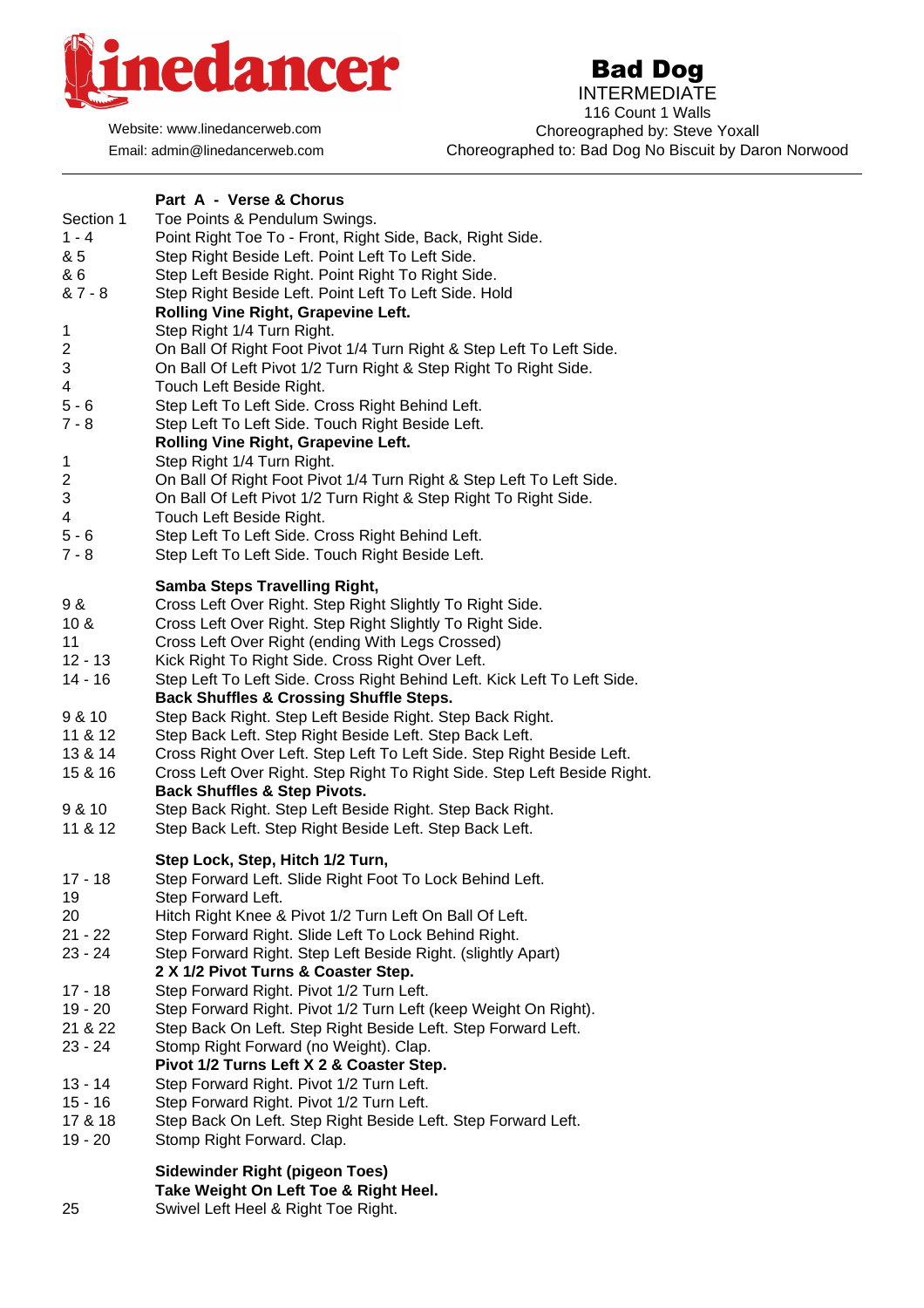# Linedancer

Website: www.linedancerweb.com
Email: admin@linedancerweb.com

## Bad Dog

INTERMEDIATE
116 Count 1 Walls
Choreographed by: Steve Yoxall
Choreographed to: Bad Dog No Biscuit by Daron Norwood

---

**Part A - Verse & Chorus**

| | |
|---|---|
| Section 1 | Toe Points & Pendulum Swings. |
| 1 - 4 | Point Right Toe To - Front, Right Side, Back, Right Side. |
| & 5 | Step Right Beside Left. Point Left To Left Side. |
| & 6 | Step Left Beside Right. Point Right To Right Side. |
| & 7 - 8 | Step Right Beside Left. Point Left To Left Side. Hold |
| | **Rolling Vine Right, Grapevine Left.** |
| 1 | Step Right 1/4 Turn Right. |
| 2 | On Ball Of Right Foot Pivot 1/4 Turn Right & Step Left To Left Side. |
| 3 | On Ball Of Left Pivot 1/2 Turn Right & Step Right To Right Side. |
| 4 | Touch Left Beside Right. |
| 5 - 6 | Step Left To Left Side. Cross Right Behind Left. |
| 7 - 8 | Step Left To Left Side. Touch Right Beside Left. |
| | **Rolling Vine Right, Grapevine Left.** |
| 1 | Step Right 1/4 Turn Right. |
| 2 | On Ball Of Right Foot Pivot 1/4 Turn Right & Step Left To Left Side. |
| 3 | On Ball Of Left Pivot 1/2 Turn Right & Step Right To Right Side. |
| 4 | Touch Left Beside Right. |
| 5 - 6 | Step Left To Left Side. Cross Right Behind Left. |
| 7 - 8 | Step Left To Left Side. Touch Right Beside Left. |
| | **Samba Steps Travelling Right,** |
| 9 & | Cross Left Over Right. Step Right Slightly To Right Side. |
| 10 & | Cross Left Over Right. Step Right Slightly To Right Side. |
| 11 | Cross Left Over Right (ending With Legs Crossed) |
| 12 - 13 | Kick Right To Right Side. Cross Right Over Left. |
| 14 - 16 | Step Left To Left Side. Cross Right Behind Left. Kick Left To Left Side. |
| | **Back Shuffles & Crossing Shuffle Steps.** |
| 9 & 10 | Step Back Right. Step Left Beside Right. Step Back Right. |
| 11 & 12 | Step Back Left. Step Right Beside Left. Step Back Left. |
| 13 & 14 | Cross Right Over Left. Step Left To Left Side. Step Right Beside Left. |
| 15 & 16 | Cross Left Over Right. Step Right To Right Side. Step Left Beside Right. |
| | **Back Shuffles & Step Pivots.** |
| 9 & 10 | Step Back Right. Step Left Beside Right. Step Back Right. |
| 11 & 12 | Step Back Left. Step Right Beside Left. Step Back Left. |
| | **Step Lock, Step, Hitch 1/2 Turn,** |
| 17 - 18 | Step Forward Left. Slide Right Foot To Lock Behind Left. |
| 19 | Step Forward Left. |
| 20 | Hitch Right Knee & Pivot 1/2 Turn Left On Ball Of Left. |
| 21 - 22 | Step Forward Right. Slide Left To Lock Behind Right. |
| 23 - 24 | Step Forward Right. Step Left Beside Right. (slightly Apart) |
| | **2 X 1/2 Pivot Turns & Coaster Step.** |
| 17 - 18 | Step Forward Right. Pivot 1/2 Turn Left. |
| 19 - 20 | Step Forward Right. Pivot 1/2 Turn Left (keep Weight On Right). |
| 21 & 22 | Step Back On Left. Step Right Beside Left. Step Forward Left. |
| 23 - 24 | Stomp Right Forward (no Weight). Clap. |
| | **Pivot 1/2 Turns Left X 2 & Coaster Step.** |
| 13 - 14 | Step Forward Right. Pivot 1/2 Turn Left. |
| 15 - 16 | Step Forward Right. Pivot 1/2 Turn Left. |
| 17 & 18 | Step Back On Left. Step Right Beside Left. Step Forward Left. |
| 19 - 20 | Stomp Right Forward. Clap. |
| | **Sidewinder Right (pigeon Toes)** |
| | **Take Weight On Left Toe & Right Heel.** |
| 25 | Swivel Left Heel & Right Toe Right. |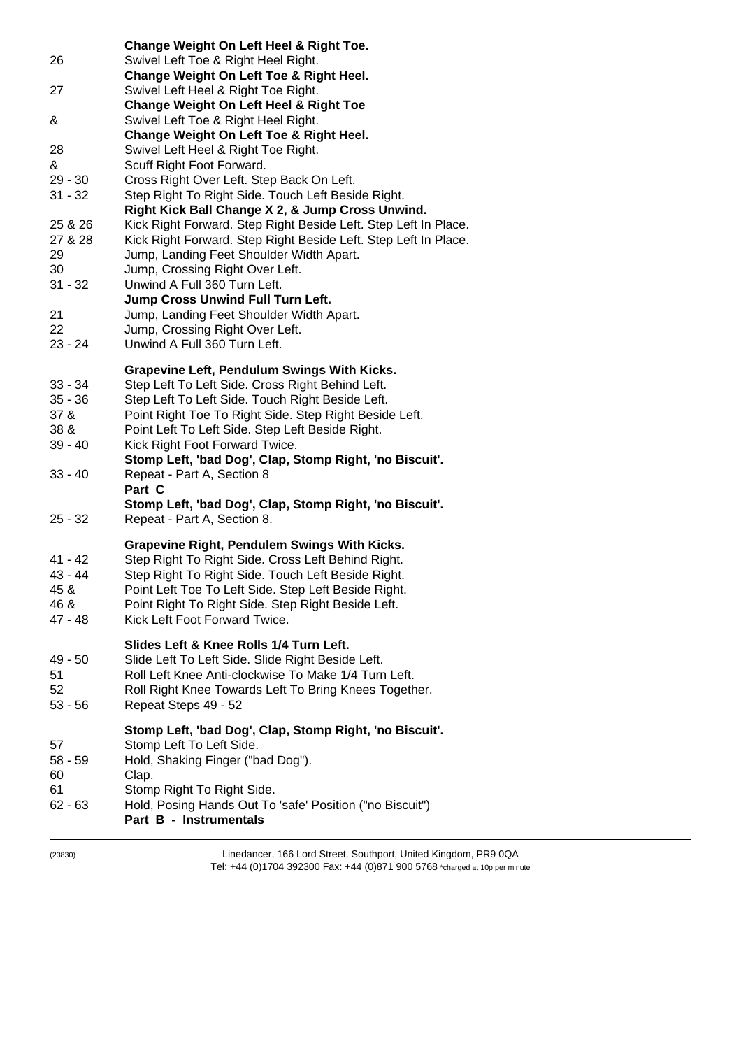**Change Weight On Left Heel & Right Toe.**

| | |
|---|---|
| 26 | Swivel Left Toe & Right Heel Right. |
| | **Change Weight On Left Toe & Right Heel.** |
| 27 | Swivel Left Heel & Right Toe Right. |
| | **Change Weight On Left Heel & Right Toe** |
| & | Swivel Left Toe & Right Heel Right. |
| | **Change Weight On Left Toe & Right Heel.** |
| 28 | Swivel Left Heel & Right Toe Right. |
| & | Scuff Right Foot Forward. |
| 29 - 30 | Cross Right Over Left. Step Back On Left. |
| 31 - 32 | Step Right To Right Side. Touch Left Beside Right. |
| | **Right Kick Ball Change X 2, & Jump Cross Unwind.** |
| 25 & 26 | Kick Right Forward. Step Right Beside Left. Step Left In Place. |
| 27 & 28 | Kick Right Forward. Step Right Beside Left. Step Left In Place. |
| 29 | Jump, Landing Feet Shoulder Width Apart. |
| 30 | Jump, Crossing Right Over Left. |
| 31 - 32 | Unwind A Full 360 Turn Left. |
| | **Jump Cross Unwind Full Turn Left.** |
| 21 | Jump, Landing Feet Shoulder Width Apart. |
| 22 | Jump, Crossing Right Over Left. |
| 23 - 24 | Unwind A Full 360 Turn Left. |

**Grapevine Left, Pendulum Swings With Kicks.**

| | |
|---|---|
| 33 - 34 | Step Left To Left Side. Cross Right Behind Left. |
| 35 - 36 | Step Left To Left Side. Touch Right Beside Left. |
| 37 & | Point Right Toe To Right Side. Step Right Beside Left. |
| 38 & | Point Left To Left Side. Step Left Beside Right. |
| 39 - 40 | Kick Right Foot Forward Twice. |
| | **Stomp Left, 'bad Dog', Clap, Stomp Right, 'no Biscuit'.** |
| 33 - 40 | Repeat - Part A, Section 8 |
| | **Part C** |
| | **Stomp Left, 'bad Dog', Clap, Stomp Right, 'no Biscuit'.** |
| 25 - 32 | Repeat - Part A, Section 8. |

**Grapevine Right, Pendulem Swings With Kicks.**

| | |
|---|---|
| 41 - 42 | Step Right To Right Side. Cross Left Behind Right. |
| 43 - 44 | Step Right To Right Side. Touch Left Beside Right. |
| 45 & | Point Left Toe To Left Side. Step Left Beside Right. |
| 46 & | Point Right To Right Side. Step Right Beside Left. |
| 47 - 48 | Kick Left Foot Forward Twice. |

**Slides Left & Knee Rolls 1/4 Turn Left.**

| | |
|---|---|
| 49 - 50 | Slide Left To Left Side. Slide Right Beside Left. |
| 51 | Roll Left Knee Anti-clockwise To Make 1/4 Turn Left. |
| 52 | Roll Right Knee Towards Left To Bring Knees Together. |
| 53 - 56 | Repeat Steps 49 - 52 |

**Stomp Left, 'bad Dog', Clap, Stomp Right, 'no Biscuit'.**

| | |
|---|---|
| 57 | Stomp Left To Left Side. |
| 58 - 59 | Hold, Shaking Finger ("bad Dog"). |
| 60 | Clap. |
| 61 | Stomp Right To Right Side. |
| 62 - 63 | Hold, Posing Hands Out To 'safe' Position ("no Biscuit") |
| | **Part B - Instrumentals** |

(23830) Linedancer, 166 Lord Street, Southport, United Kingdom, PR9 0QA
Tel: +44 (0)1704 392300 Fax: +44 (0)871 900 5768 *charged at 10p per minute